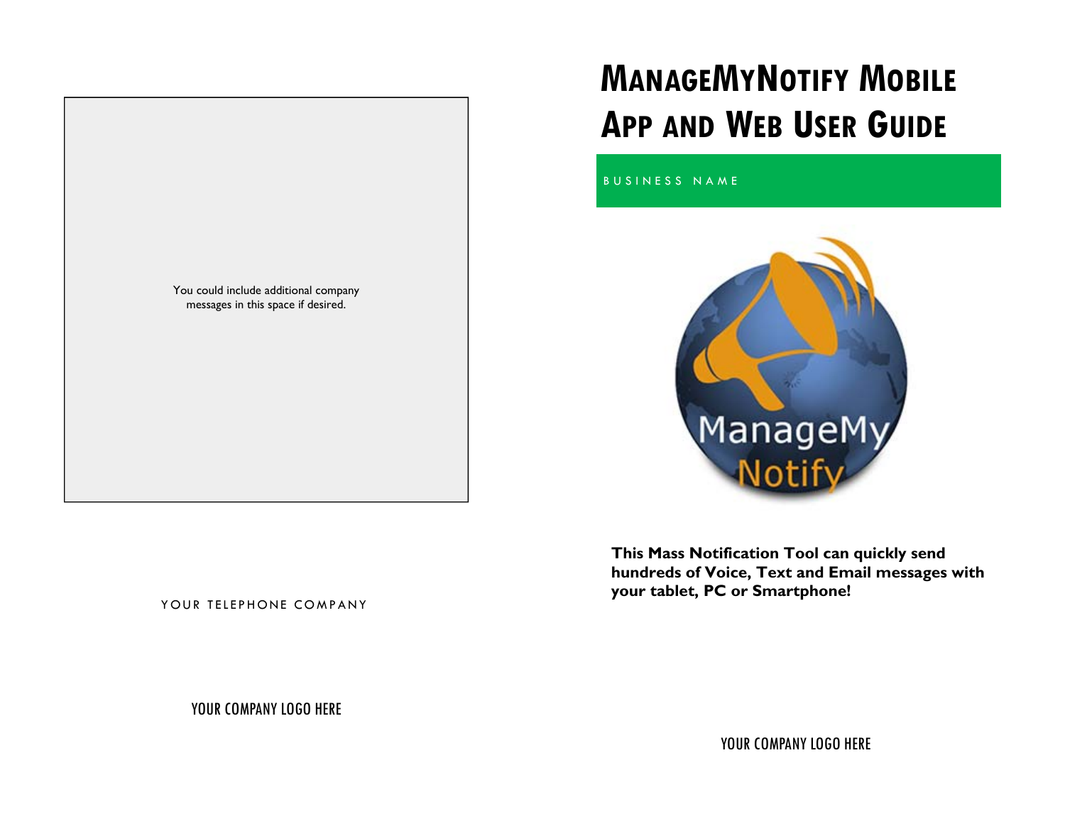You could include additional company messages in this space if desired.

YOUR TELEPHONE COMPANY

YOUR COMPANY LOGO HERE

# ManageMyNotify Mobile App and Web User Guide

BUSINESS NAME

**This Mass Notification Tool can quickly send hundreds of Voice, Text and Email messages with your tablet, PC or Smartphone!**

YOUR COMPANY LOGO HERE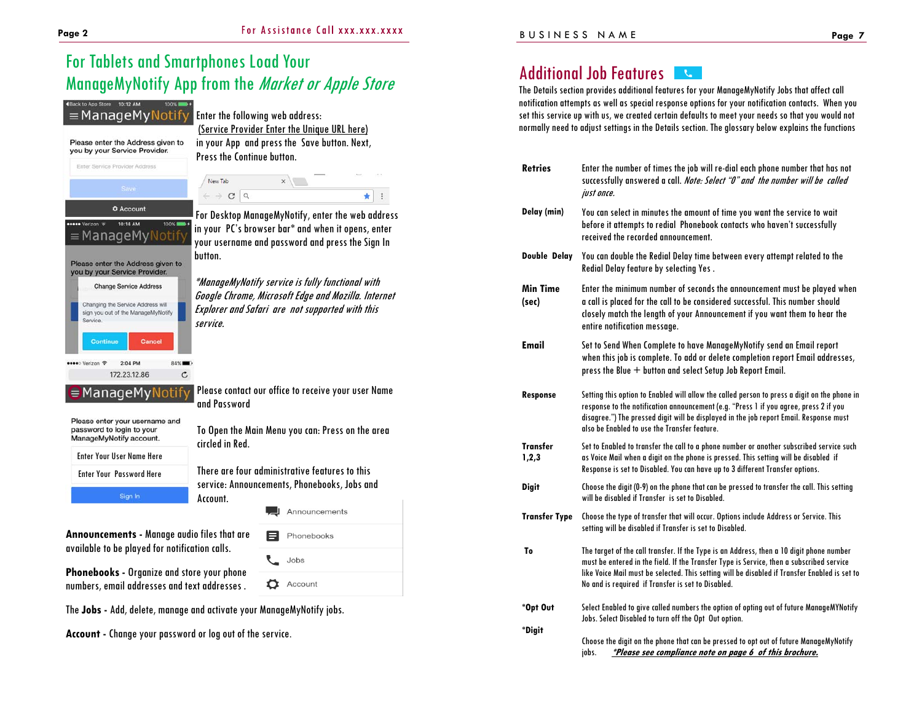# For Tablets and Smartphones Load Your ManageMyNotify App from the *Market or Apple Store*

Enter the following web address:
(Service Provider Enter the Unique URL here)
in your App and press the Save button. Next, Press the Continue button.

For Desktop ManageMyNotify, enter the web address in your PC's browser bar* and when it opens, enter your username and password and press the Sign In button.

**ManageMyNotify service is fully functional with Google Chrome, Microsoft Edge and Mozilla. Internet Explorer and Safari are not supported with this service.*

Please contact our office to receive your user Name and Password

To Open the Main Menu you can: Press on the area circled in Red.

There are four administrative features to this service: Announcements, Phonebooks, Jobs and Account.

**Announcements -** Manage audio files that are available to be played for notification calls.

**Phonebooks -** Organize and store your phone numbers, email addresses and text addresses .

The **Jobs -** Add, delete, manage and activate your ManageMyNotify jobs.

**Account -** Change your password or log out of the service.

# Additional Job Features

The Details section provides additional features for your ManageMyNotify Jobs that affect call notification attempts as well as special response options for your notification contacts. When you set this service up with us, we created certain defaults to meet your needs so that you would not normally need to adjust settings in the Details section. The glossary below explains the functions

| | |
|---|---|
| **Retries** | Enter the number of times the job will re-dial each phone number that has not successfully answered a call. *Note: Select "0" and the number will be called just once.* |
| **Delay (min)** | You can select in minutes the amount of time you want the service to wait before it attempts to redial Phonebook contacts who haven't successfully received the recorded announcement. |
| **Double Delay** | You can double the Redial Delay time between every attempt related to the Redial Delay feature by selecting Yes . |
| **Min Time (sec)** | Enter the minimum number of seconds the announcement must be played when a call is placed for the call to be considered successful. This number should closely match the length of your Announcement if you want them to hear the entire notification message. |
| **Email** | Set to Send When Complete to have ManageMyNotify send an Email report when this job is complete. To add or delete completion report Email addresses, press the Blue + button and select Setup Job Report Email. |
| **Response** | Setting this option to Enabled will allow the called person to press a digit on the phone in response to the notification announcement (e.g. "Press 1 if you agree, press 2 if you disagree.") The pressed digit will be displayed in the job report Email. Response must also be Enabled to use the Transfer feature. |
| **Transfer 1,2,3** | Set to Enabled to transfer the call to a phone number or another subscribed service such as Voice Mail when a digit on the phone is pressed. This setting will be disabled if Response is set to Disabled. You can have up to 3 different Transfer options. |
| **Digit** | Choose the digit (0-9) on the phone that can be pressed to transfer the call. This setting will be disabled if Transfer is set to Disabled. |
| **Transfer Type** | Choose the type of transfer that will occur. Options include Address or Service. This setting will be disabled if Transfer is set to Disabled. |
| **To** | The target of the call transfer. If the Type is an Address, then a 10 digit phone number must be entered in the field. If the Transfer Type is Service, then a subscribed service like Voice Mail must be selected. This setting will be disabled if Transfer Enabled is set to No and is required if Transfer is set to Disabled. |
| **\*Opt Out** | Select Enabled to give called numbers the option of opting out of future ManageMYNotify Jobs. Select Disabled to turn off the Opt Out option. |
| **\*Digit** | Choose the digit on the phone that can be pressed to opt out of future ManageMyNotify jobs. ***Please see compliance note on page 6 of this brochure.*** |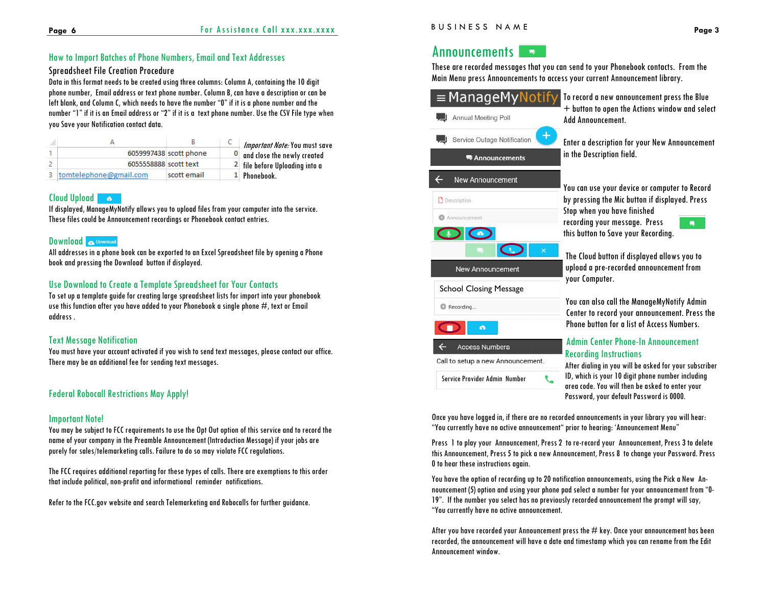## How to Import Batches of Phone Numbers, Email and Text Addresses

### Spreadsheet File Creation Procedure

Data in this format needs to be created using three columns: Column A, containing the 10 digit phone number, Email address or text phone number. Column B, can have a description or can be left blank, and Column C, which needs to have the number "0" if it is a phone number and the number "1" if it is an Email address or "2" if it is a text phone number. Use the CSV File type when you Save your Notification contact data.

| | A | B | C |
|---|---|---|---|
| 1 | 6059997438 | scott phone | 0 |
| 2 | 6055558888 | scott text | 2 |
| 3 | tomtelephone@gmail.com | scott email | 1 |

*Important Note:* You must save and close the newly created file before Uploading into a Phonebook.

## Cloud Upload

If displayed, ManageMyNotify allows you to upload files from your computer into the service. These files could be Announcement recordings or Phonebook contact entries.

## Download

All addresses in a phone book can be exported to an Excel Spreadsheet file by opening a Phone book and pressing the Download button if displayed.

## Use Download to Create a Template Spreadsheet for Your Contacts

To set up a template guide for creating large spreadsheet lists for import into your phonebook use this function after you have added to your Phonebook a single phone #, text or Email address .

## Text Message Notification

You must have your account activated if you wish to send text messages, please contact our office. There may be an additional fee for sending text messages.

## Federal Robocall Restrictions May Apply!

## Important Note!

You may be subject to FCC requirements to use the Opt Out option of this service and to record the name of your company in the Preamble Announcement (Introduction Message) if your jobs are purely for sales/telemarketing calls. Failure to do so may violate FCC regulations.

The FCC requires additional reporting for these types of calls. There are exemptions to this order that include political, non-profit and informational reminder notifications.

Refer to the FCC.gov website and search Telemarketing and Robocalls for further guidance.

# Announcements

These are recorded messages that you can send to your Phonebook contacts. From the Main Menu press Announcements to access your current Announcement library.

To record a new announcement press the Blue + button to open the Actions window and select Add Announcement.

Enter a description for your New Announcement in the Description field.

You can use your device or computer to Record by pressing the Mic button if displayed. Press Stop when you have finished recording your message. Press this button to Save your Recording.

The Cloud button if displayed allows you to upload a pre-recorded announcement from your Computer.

You can also call the ManageMyNotify Admin Center to record your announcement. Press the Phone button for a list of Access Numbers.

## Admin Center Phone-In Announcement Recording Instructions

After dialing in you will be asked for your subscriber ID, which is your 10 digit phone number including area code. You will then be asked to enter your Password, your default Password is 0000.

Once you have logged in, if there are no recorded announcements in your library you will hear: "You currently have no active announcement" prior to hearing: 'Announcement Menu"

Press 1 to play your Announcement, Press 2 to re-record your Announcement, Press 3 to delete this Announcement, Press 5 to pick a new Announcement, Press 8 to change your Password. Press 0 to hear these instructions again.

You have the option of recording up to 20 notification announcements, using the Pick a New Announcement (5) option and using your phone pad select a number for your announcement from "0-19". If the number you select has no previously recorded announcement the prompt will say, "You currently have no active announcement.

After you have recorded your Announcement press the # key. Once your announcement has been recorded, the announcement will have a date and timestamp which you can rename from the Edit Announcement window.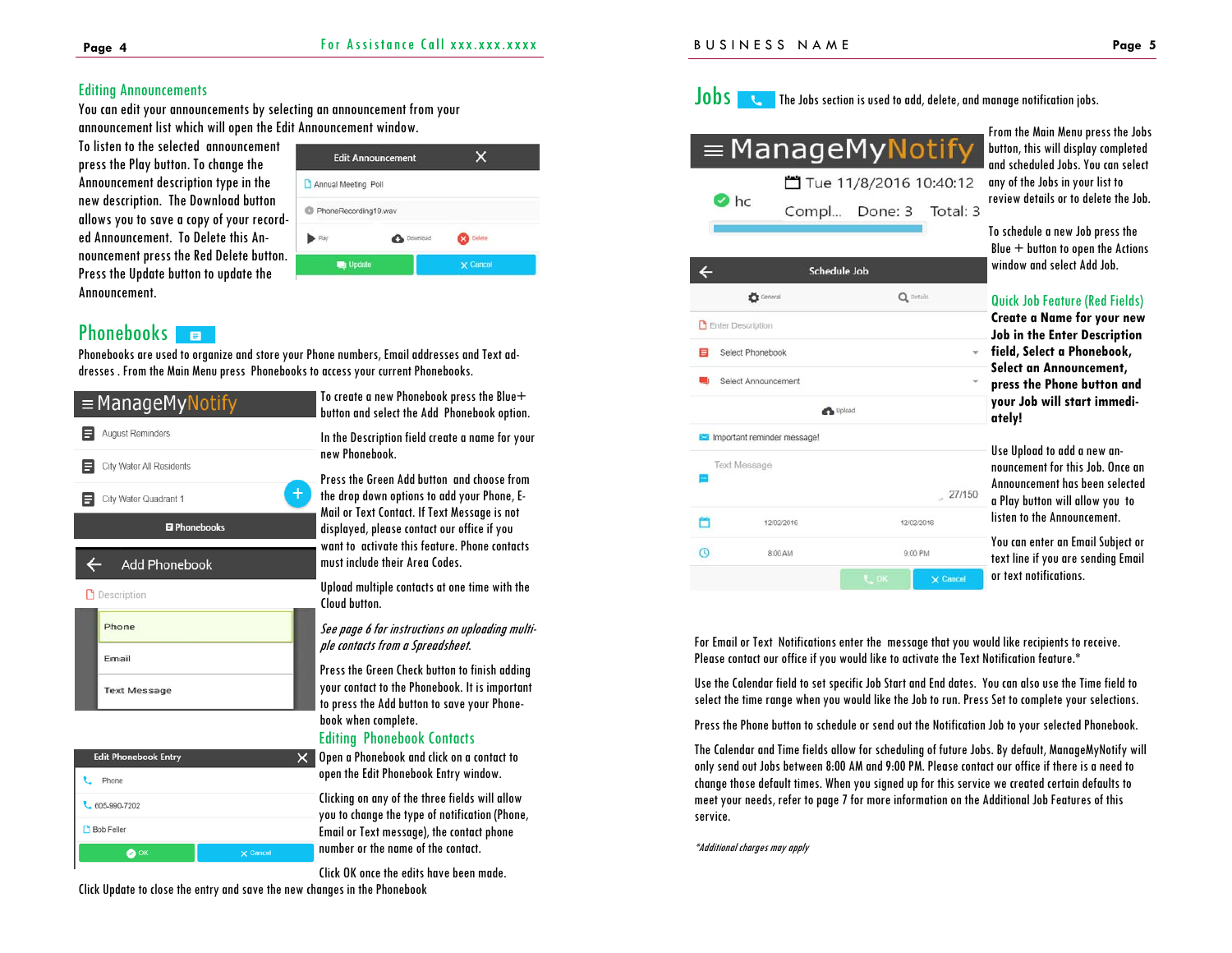## Editing Announcements

You can edit your announcements by selecting an announcement from your announcement list which will open the Edit Announcement window.

To listen to the selected announcement press the Play button. To change the Announcement description type in the new description. The Download button allows you to save a copy of your recorded Announcement. To Delete this Announcement press the Red Delete button. Press the Update button to update the Announcement.

Edit Announcement
Annual Meeting Poll
PhoneRecording19.wav
Play
Download
Delete
Update
Cancel

## Phonebooks

Phonebooks are used to organize and store your Phone numbers, Email addresses and Text addresses . From the Main Menu press Phonebooks to access your current Phonebooks.

ManageMyNotify
August Reminders
City Water All Residents
City Water Quadrant 1
Phonebooks

Add Phonebook
Description
Phone
Email
Text Message

To create a new Phonebook press the Blue+ button and select the Add Phonebook option.

In the Description field create a name for your new Phonebook.

Press the Green Add button and choose from the drop down options to add your Phone, E-Mail or Text Contact. If Text Message is not displayed, please contact our office if you want to activate this feature. Phone contacts must include their Area Codes.

Upload multiple contacts at one time with the Cloud button.

*See page 6 for instructions on uploading multiple contacts from a Spreadsheet.*

Press the Green Check button to finish adding your contact to the Phonebook. It is important to press the Add button to save your Phonebook when complete.

### Editing Phonebook Contacts

Edit Phonebook Entry
Phone
605-990-7202
Bob Feller
OK
Cancel

Open a Phonebook and click on a contact to open the Edit Phonebook Entry window.

Clicking on any of the three fields will allow you to change the type of notification (Phone, Email or Text message), the contact phone number or the name of the contact.

Click OK once the edits have been made.

Click Update to close the entry and save the new changes in the Phonebook

## Jobs

The Jobs section is used to add, delete, and manage notification jobs.

ManageMyNotify
Tue 11/8/2016 10:40:12
hc
Compl... Done: 3 Total: 3

Schedule Job
General
Details
Enter Description
Select Phonebook
Select Announcement
Upload
Important reminder message!
Text Message
27/150
12/02/2016 12/02/2016
8:00 AM 9:00 PM
OK
Cancel

From the Main Menu press the Jobs button, this will display completed and scheduled Jobs. You can select any of the Jobs in your list to review details or to delete the Job.

To schedule a new Job press the Blue + button to open the Actions window and select Add Job.

### Quick Job Feature (Red Fields)

**Create a Name for your new Job in the Enter Description field, Select a Phonebook, Select an Announcement, press the Phone button and your Job will start immediately!**

Use Upload to add a new announcement for this Job. Once an Announcement has been selected a Play button will allow you to listen to the Announcement.

You can enter an Email Subject or text line if you are sending Email or text notifications.

For Email or Text Notifications enter the message that you would like recipients to receive. Please contact our office if you would like to activate the Text Notification feature.*

Use the Calendar field to set specific Job Start and End dates. You can also use the Time field to select the time range when you would like the Job to run. Press Set to complete your selections.

Press the Phone button to schedule or send out the Notification Job to your selected Phonebook.

The Calendar and Time fields allow for scheduling of future Jobs. By default, ManageMyNotify will only send out Jobs between 8:00 AM and 9:00 PM. Please contact our office if there is a need to change those default times. When you signed up for this service we created certain defaults to meet your needs, refer to page 7 for more information on the Additional Job Features of this service.

*\*Additional charges may apply*